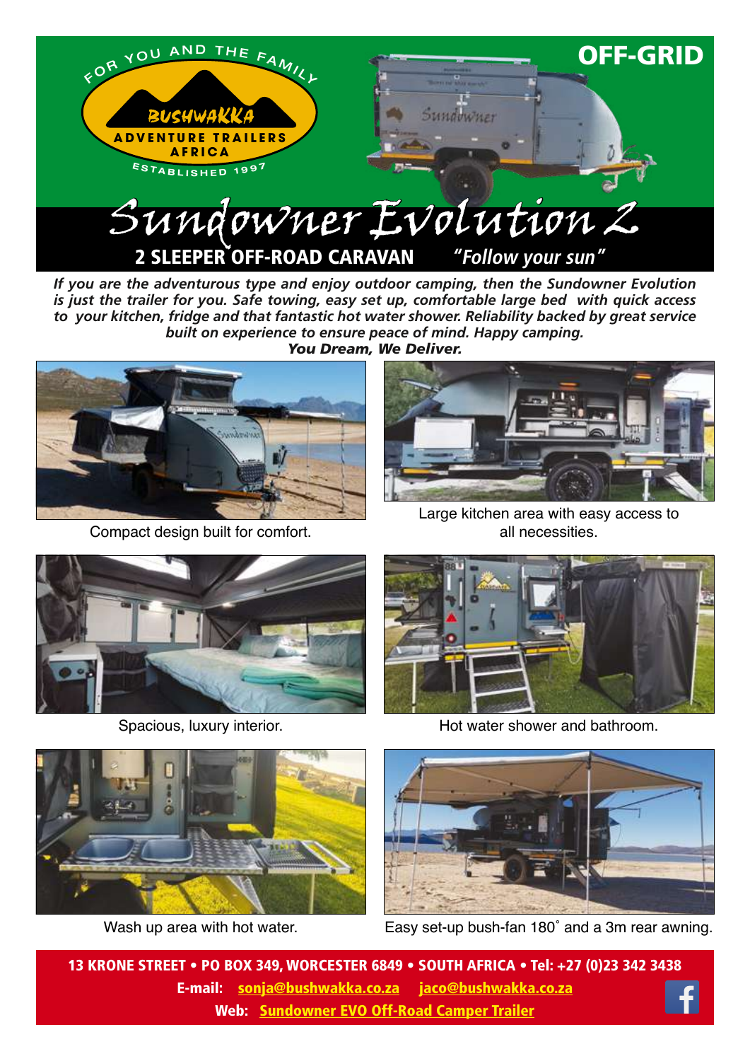FOR YOU AND THE FAMILY

BUSHWAKKA

ADVENTURE TRAILERS AFRICA

ESTABLISHED 1997

**OFF-GRID**

# Sundowner Evolution 2

## 2 SLEEPER OFF-ROAD CARAVAN *"Follow your sun"*

***If you are the adventurous type and enjoy outdoor camping, then the Sundowner Evolution is just the trailer for you. Safe towing, easy set up, comfortable large bed with quick access to your kitchen, fridge and that fantastic hot water shower. Reliability backed by great service built on experience to ensure peace of mind. Happy camping.***

***You Dream, We Deliver.***

Compact design built for comfort.

Large kitchen area with easy access to all necessities.

Spacious, luxury interior.

Hot water shower and bathroom.

Wash up area with hot water.

Easy set-up bush-fan 180˚ and a 3m rear awning.

**13 KRONE STREET • PO BOX 349, WORCESTER 6849 • SOUTH AFRICA • Tel: +27 (0)23 342 3438**

**E-mail:** [sonja@bushwakka.co.za](mailto:sonja@bushwakka.co.za) [jaco@bushwakka.co.za](mailto:jaco@bushwakka.co.za)

**Web:** Sundowner EVO Off-Road Camper Trailer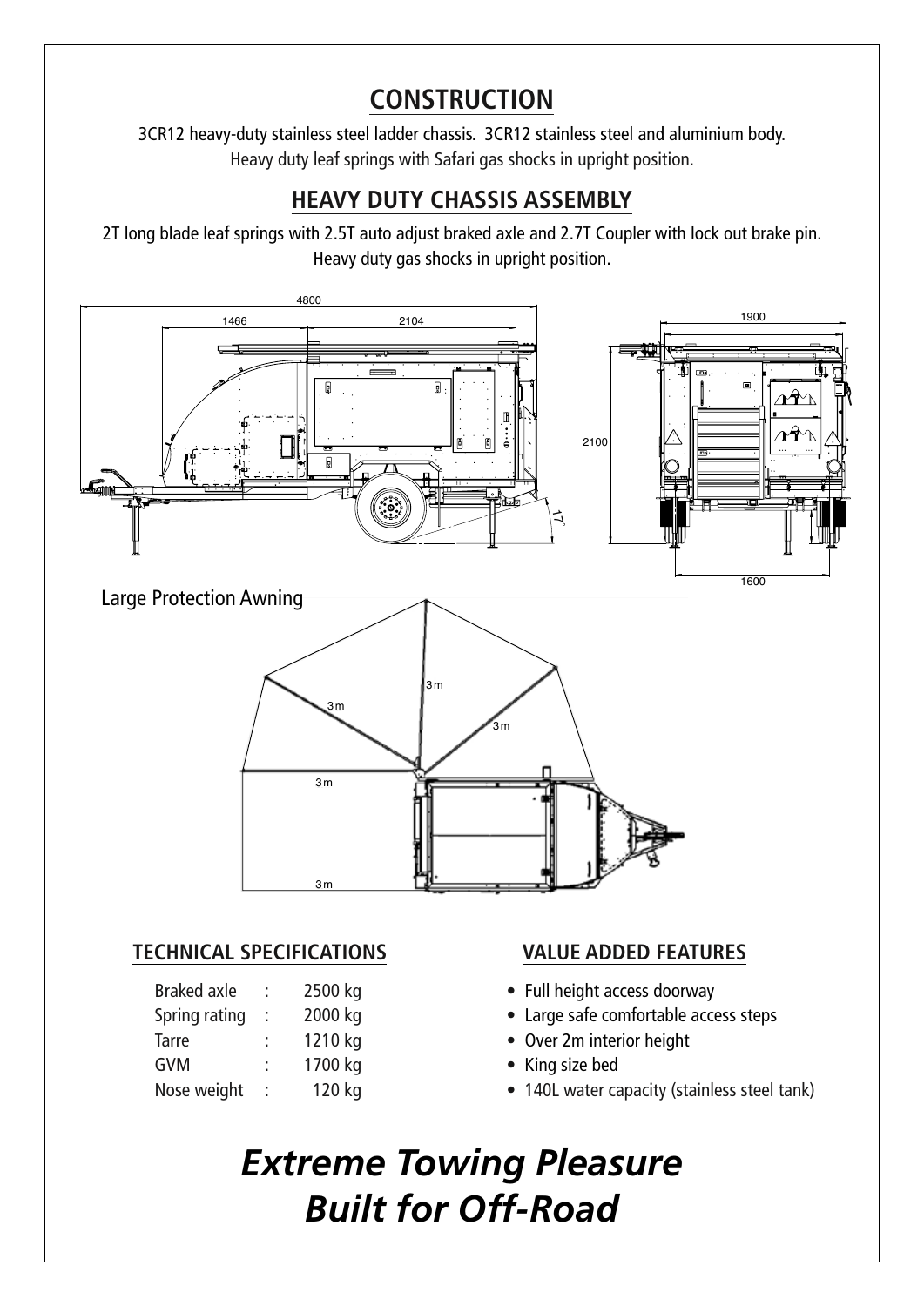## CONSTRUCTION

3CR12 heavy-duty stainless steel ladder chassis. 3CR12 stainless steel and aluminium body.
Heavy duty leaf springs with Safari gas shocks in upright position.

## HEAVY DUTY CHASSIS ASSEMBLY

2T long blade leaf springs with 2.5T auto adjust braked axle and 2.7T Coupler with lock out brake pin.
Heavy duty gas shocks in upright position.

4800
1466
2104
17°
1900
2100
1600

Large Protection Awning

3m
3m
3m
3m
3m

### TECHNICAL SPECIFICATIONS

| | | |
|---|---|---|
| Braked axle | : | 2500 kg |
| Spring rating | : | 2000 kg |
| Tarre | : | 1210 kg |
| GVM | : | 1700 kg |
| Nose weight | : | 120 kg |

### VALUE ADDED FEATURES

- Full height access doorway
- Large safe comfortable access steps
- Over 2m interior height
- King size bed
- 140L water capacity (stainless steel tank)

***Extreme Towing Pleasure***
***Built for Off-Road***